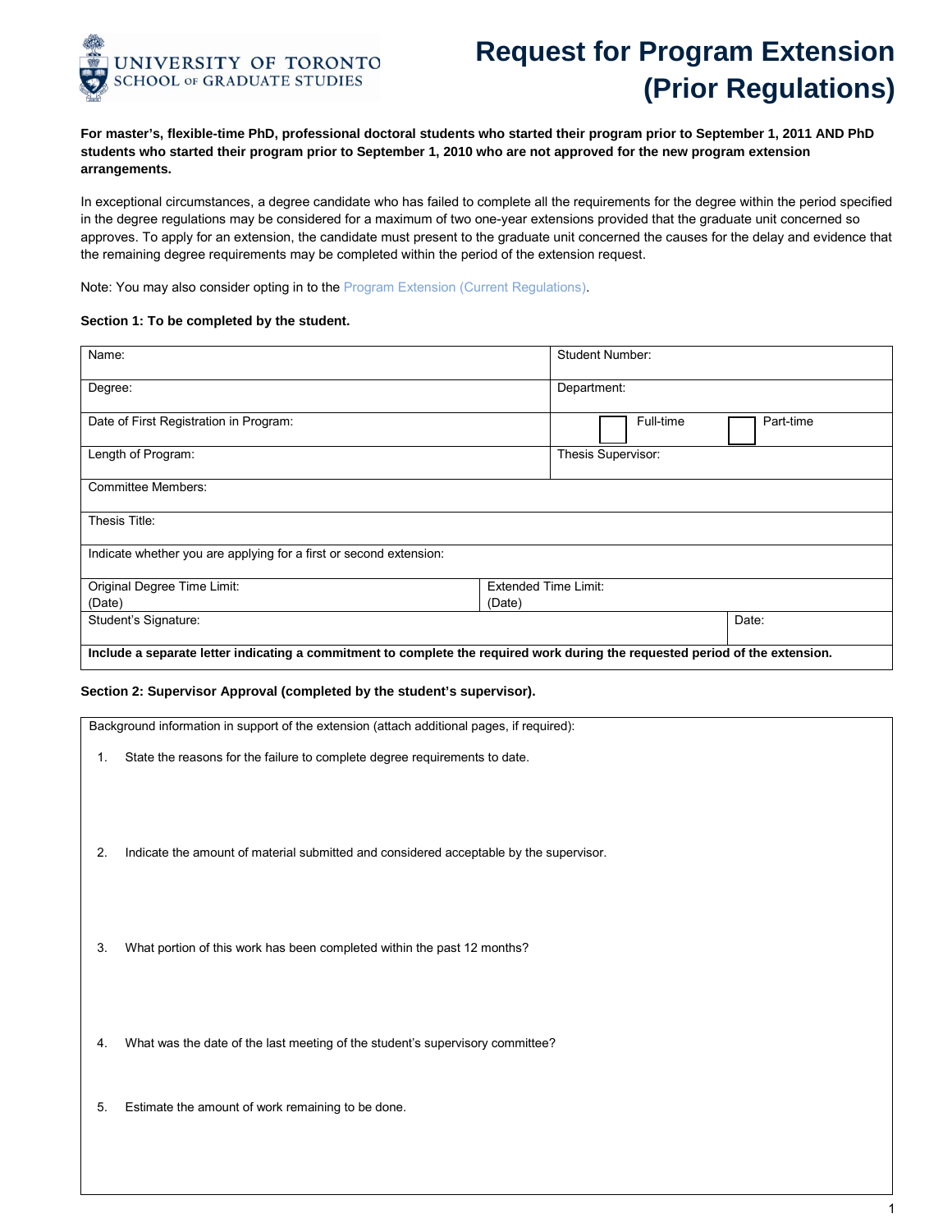UNIVERSITY OF TORONTO
SCHOOL OF GRADUATE STUDIES

# Request for Program Extension (Prior Regulations)

**For master's, flexible-time PhD, professional doctoral students who started their program prior to September 1, 2011 AND PhD students who started their program prior to September 1, 2010 who are not approved for the new program extension arrangements.**

In exceptional circumstances, a degree candidate who has failed to complete all the requirements for the degree within the period specified in the degree regulations may be considered for a maximum of two one-year extensions provided that the graduate unit concerned so approves. To apply for an extension, the candidate must present to the graduate unit concerned the causes for the delay and evidence that the remaining degree requirements may be completed within the period of the extension request.

Note: You may also consider opting in to the Program Extension (Current Regulations).

**Section 1: To be completed by the student.**

| | |
|---|---|
| Name: | Student Number: |
| Degree: | Department: |
| Date of First Registration in Program: | ☐ Full-time ☐ Part-time |
| Length of Program: | Thesis Supervisor: |
| Committee Members: | |
| Thesis Title: | |
| Indicate whether you are applying for a first or second extension: | |
| Original Degree Time Limit: (Date) | Extended Time Limit: (Date) |
| Student's Signature: | Date: |
| **Include a separate letter indicating a commitment to complete the required work during the requested period of the extension.** | |

**Section 2: Supervisor Approval (completed by the student's supervisor).**

Background information in support of the extension (attach additional pages, if required):

1. State the reasons for the failure to complete degree requirements to date.

2. Indicate the amount of material submitted and considered acceptable by the supervisor.

3. What portion of this work has been completed within the past 12 months?

4. What was the date of the last meeting of the student's supervisory committee?

5. Estimate the amount of work remaining to be done.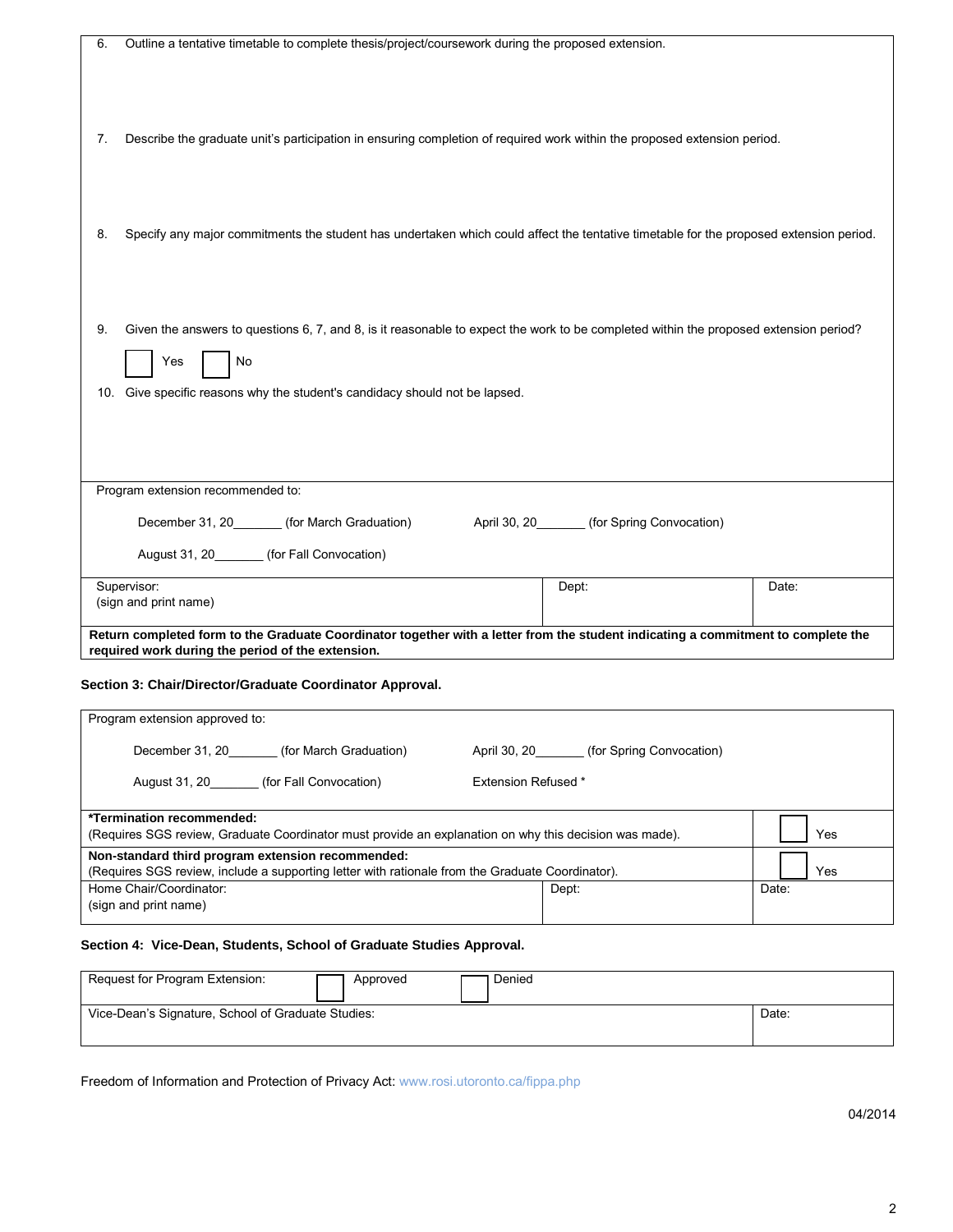6. Outline a tentative timetable to complete thesis/project/coursework during the proposed extension.

7. Describe the graduate unit's participation in ensuring completion of required work within the proposed extension period.

8. Specify any major commitments the student has undertaken which could affect the tentative timetable for the proposed extension period.

9. Given the answers to questions 6, 7, and 8, is it reasonable to expect the work to be completed within the proposed extension period?

☐ Yes ☐ No

10. Give specific reasons why the student's candidacy should not be lapsed.

Program extension recommended to:

December 31, 20_______ (for March Graduation) April 30, 20_______ (for Spring Convocation)

August 31, 20_______ (for Fall Convocation)

| | | |
|---|---|---|
| Supervisor:<br>(sign and print name) | Dept: | Date: |

**Return completed form to the Graduate Coordinator together with a letter from the student indicating a commitment to complete the required work during the period of the extension.**

**Section 3: Chair/Director/Graduate Coordinator Approval.**

Program extension approved to:

December 31, 20_______ (for March Graduation) April 30, 20_______ (for Spring Convocation)

August 31, 20_______ (for Fall Convocation) Extension Refused *

| | | |
|---|---|---|
| **\*Termination recommended:**<br>(Requires SGS review, Graduate Coordinator must provide an explanation on why this decision was made). | | ☐ Yes |
| **Non-standard third program extension recommended:**<br>(Requires SGS review, include a supporting letter with rationale from the Graduate Coordinator). | | ☐ Yes |
| Home Chair/Coordinator:<br>(sign and print name) | Dept: | Date: |

**Section 4: Vice-Dean, Students, School of Graduate Studies Approval.**

| | |
|---|---|
| Request for Program Extension: ☐ Approved ☐ Denied | |
| Vice-Dean's Signature, School of Graduate Studies: | Date: |

Freedom of Information and Protection of Privacy Act: www.rosi.utoronto.ca/fippa.php

04/2014